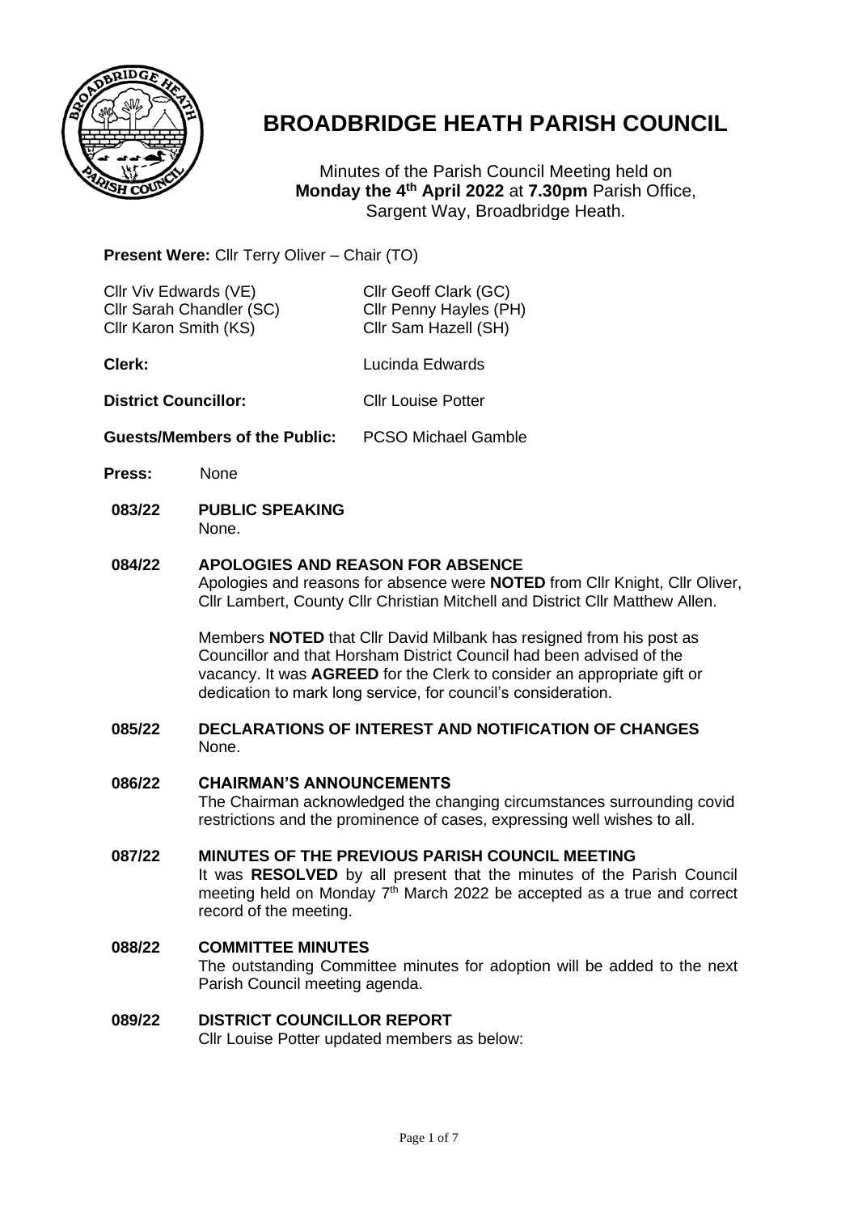# BROADBRIDGE HEATH PARISH COUNCIL

Minutes of the Parish Council Meeting held on **Monday the 4th April 2022** at **7.30pm** Parish Office, Sargent Way, Broadbridge Heath.

**Present Were:** Cllr Terry Oliver – Chair (TO)

| | |
|---|---|
| Cllr Viv Edwards (VE) | Cllr Geoff Clark (GC) |
| Cllr Sarah Chandler (SC) | Cllr Penny Hayles (PH) |
| Cllr Karon Smith (KS) | Cllr Sam Hazell (SH) |

**Clerk:** Lucinda Edwards

**District Councillor:** Cllr Louise Potter

**Guests/Members of the Public:** PCSO Michael Gamble

**Press:** None

**083/22 PUBLIC SPEAKING**
None.

**084/22 APOLOGIES AND REASON FOR ABSENCE**
Apologies and reasons for absence were **NOTED** from Cllr Knight, Cllr Oliver, Cllr Lambert, County Cllr Christian Mitchell and District Cllr Matthew Allen.

Members **NOTED** that Cllr David Milbank has resigned from his post as Councillor and that Horsham District Council had been advised of the vacancy. It was **AGREED** for the Clerk to consider an appropriate gift or dedication to mark long service, for council's consideration.

**085/22 DECLARATIONS OF INTEREST AND NOTIFICATION OF CHANGES**
None.

**086/22 CHAIRMAN'S ANNOUNCEMENTS**
The Chairman acknowledged the changing circumstances surrounding covid restrictions and the prominence of cases, expressing well wishes to all.

**087/22 MINUTES OF THE PREVIOUS PARISH COUNCIL MEETING**
It was **RESOLVED** by all present that the minutes of the Parish Council meeting held on Monday 7th March 2022 be accepted as a true and correct record of the meeting.

**088/22 COMMITTEE MINUTES**
The outstanding Committee minutes for adoption will be added to the next Parish Council meeting agenda.

**089/22 DISTRICT COUNCILLOR REPORT**
Cllr Louise Potter updated members as below: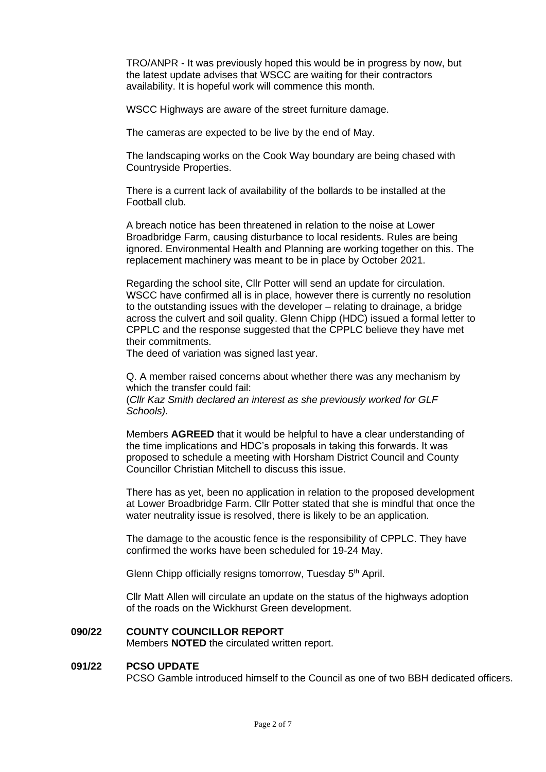TRO/ANPR - It was previously hoped this would be in progress by now, but the latest update advises that WSCC are waiting for their contractors availability. It is hopeful work will commence this month.

WSCC Highways are aware of the street furniture damage.

The cameras are expected to be live by the end of May.

The landscaping works on the Cook Way boundary are being chased with Countryside Properties.

There is a current lack of availability of the bollards to be installed at the Football club.

A breach notice has been threatened in relation to the noise at Lower Broadbridge Farm, causing disturbance to local residents. Rules are being ignored. Environmental Health and Planning are working together on this. The replacement machinery was meant to be in place by October 2021.

Regarding the school site, Cllr Potter will send an update for circulation. WSCC have confirmed all is in place, however there is currently no resolution to the outstanding issues with the developer – relating to drainage, a bridge across the culvert and soil quality. Glenn Chipp (HDC) issued a formal letter to CPPLC and the response suggested that the CPPLC believe they have met their commitments.
The deed of variation was signed last year.

Q. A member raised concerns about whether there was any mechanism by which the transfer could fail:
(*Cllr Kaz Smith declared an interest as she previously worked for GLF Schools).*

Members **AGREED** that it would be helpful to have a clear understanding of the time implications and HDC's proposals in taking this forwards. It was proposed to schedule a meeting with Horsham District Council and County Councillor Christian Mitchell to discuss this issue.

There has as yet, been no application in relation to the proposed development at Lower Broadbridge Farm. Cllr Potter stated that she is mindful that once the water neutrality issue is resolved, there is likely to be an application.

The damage to the acoustic fence is the responsibility of CPPLC. They have confirmed the works have been scheduled for 19-24 May.

Glenn Chipp officially resigns tomorrow, Tuesday 5th April.

Cllr Matt Allen will circulate an update on the status of the highways adoption of the roads on the Wickhurst Green development.

**090/22 COUNTY COUNCILLOR REPORT**
Members **NOTED** the circulated written report.

**091/22 PCSO UPDATE**
PCSO Gamble introduced himself to the Council as one of two BBH dedicated officers.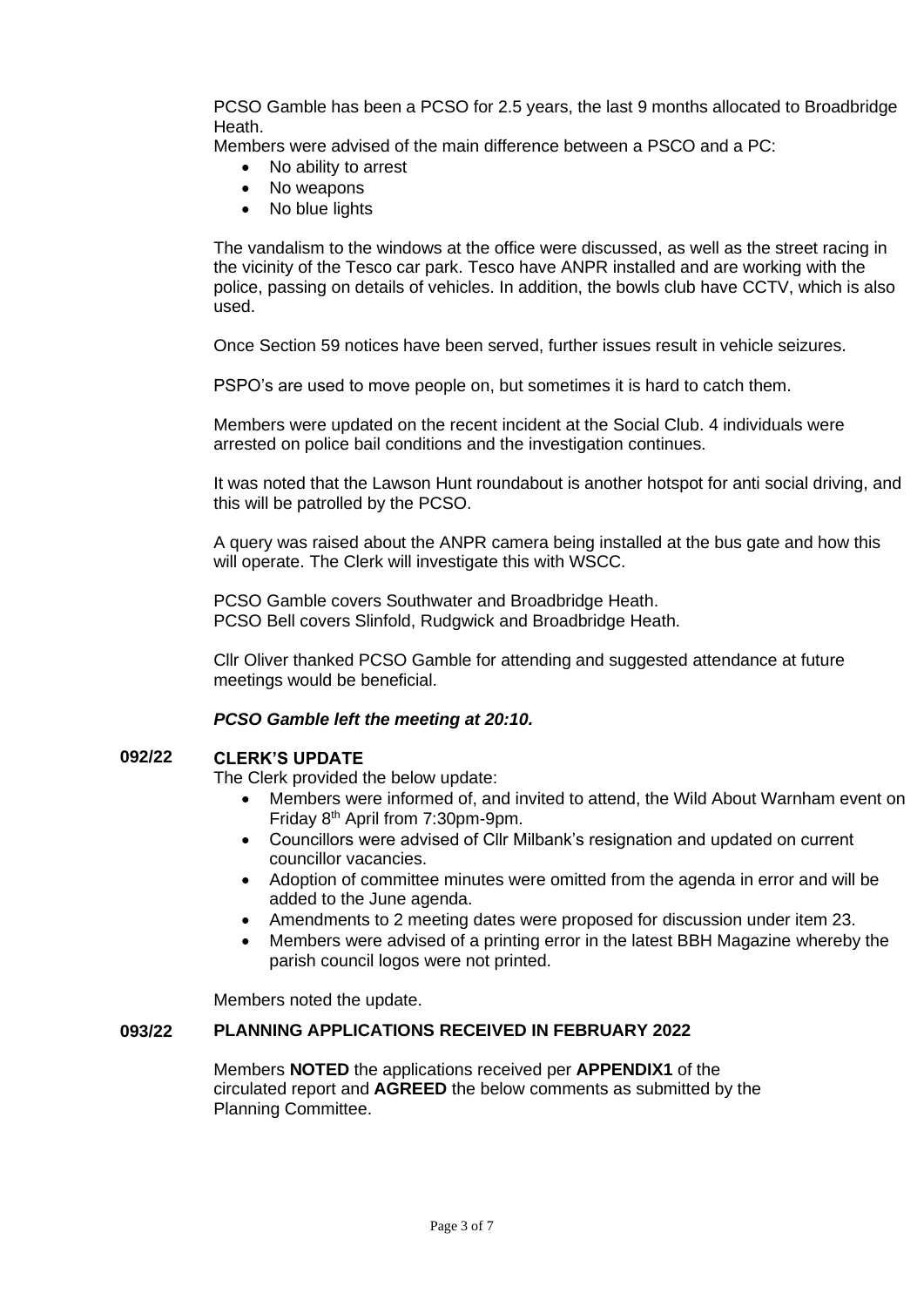PCSO Gamble has been a PCSO for 2.5 years, the last 9 months allocated to Broadbridge Heath.

Members were advised of the main difference between a PSCO and a PC:

- No ability to arrest
- No weapons
- No blue lights

The vandalism to the windows at the office were discussed, as well as the street racing in the vicinity of the Tesco car park. Tesco have ANPR installed and are working with the police, passing on details of vehicles. In addition, the bowls club have CCTV, which is also used.

Once Section 59 notices have been served, further issues result in vehicle seizures.

PSPO's are used to move people on, but sometimes it is hard to catch them.

Members were updated on the recent incident at the Social Club. 4 individuals were arrested on police bail conditions and the investigation continues.

It was noted that the Lawson Hunt roundabout is another hotspot for anti social driving, and this will be patrolled by the PCSO.

A query was raised about the ANPR camera being installed at the bus gate and how this will operate. The Clerk will investigate this with WSCC.

PCSO Gamble covers Southwater and Broadbridge Heath.
PCSO Bell covers Slinfold, Rudgwick and Broadbridge Heath.

Cllr Oliver thanked PCSO Gamble for attending and suggested attendance at future meetings would be beneficial.

***PCSO Gamble left the meeting at 20:10.***

### 092/22 CLERK'S UPDATE

The Clerk provided the below update:

- Members were informed of, and invited to attend, the Wild About Warnham event on Friday 8th April from 7:30pm-9pm.
- Councillors were advised of Cllr Milbank's resignation and updated on current councillor vacancies.
- Adoption of committee minutes were omitted from the agenda in error and will be added to the June agenda.
- Amendments to 2 meeting dates were proposed for discussion under item 23.
- Members were advised of a printing error in the latest BBH Magazine whereby the parish council logos were not printed.

Members noted the update.

### 093/22 PLANNING APPLICATIONS RECEIVED IN FEBRUARY 2022

Members **NOTED** the applications received per **APPENDIX1** of the circulated report and **AGREED** the below comments as submitted by the Planning Committee.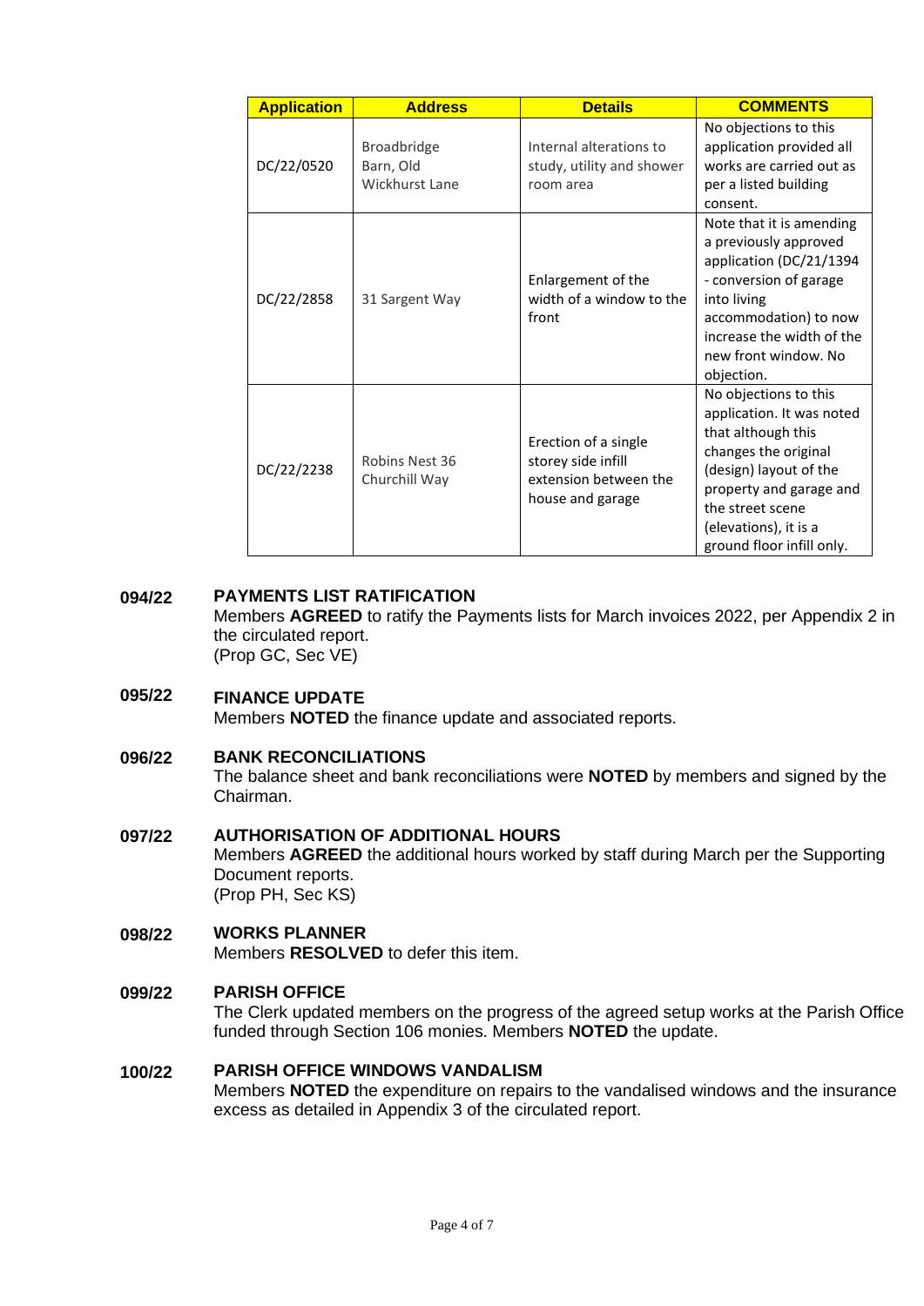| Application | Address | Details | COMMENTS |
| --- | --- | --- | --- |
| DC/22/0520 | Broadbridge Barn, Old Wickhurst Lane | Internal alterations to study, utility and shower room area | No objections to this application provided all works are carried out as per a listed building consent. |
| DC/22/2858 | 31 Sargent Way | Enlargement of the width of a window to the front | Note that it is amending a previously approved application (DC/21/1394 - conversion of garage into living accommodation) to now increase the width of the new front window. No objection. |
| DC/22/2238 | Robins Nest 36 Churchill Way | Erection of a single storey side infill extension between the house and garage | No objections to this application. It was noted that although this changes the original (design) layout of the property and garage and the street scene (elevations), it is a ground floor infill only. |

**094/22 PAYMENTS LIST RATIFICATION**

Members **AGREED** to ratify the Payments lists for March invoices 2022, per Appendix 2 in the circulated report.
(Prop GC, Sec VE)

**095/22 FINANCE UPDATE**

Members **NOTED** the finance update and associated reports.

**096/22 BANK RECONCILIATIONS**

The balance sheet and bank reconciliations were **NOTED** by members and signed by the Chairman.

**097/22 AUTHORISATION OF ADDITIONAL HOURS**

Members **AGREED** the additional hours worked by staff during March per the Supporting Document reports.
(Prop PH, Sec KS)

**098/22 WORKS PLANNER**

Members **RESOLVED** to defer this item.

**099/22 PARISH OFFICE**

The Clerk updated members on the progress of the agreed setup works at the Parish Office funded through Section 106 monies. Members **NOTED** the update.

**100/22 PARISH OFFICE WINDOWS VANDALISM**

Members **NOTED** the expenditure on repairs to the vandalised windows and the insurance excess as detailed in Appendix 3 of the circulated report.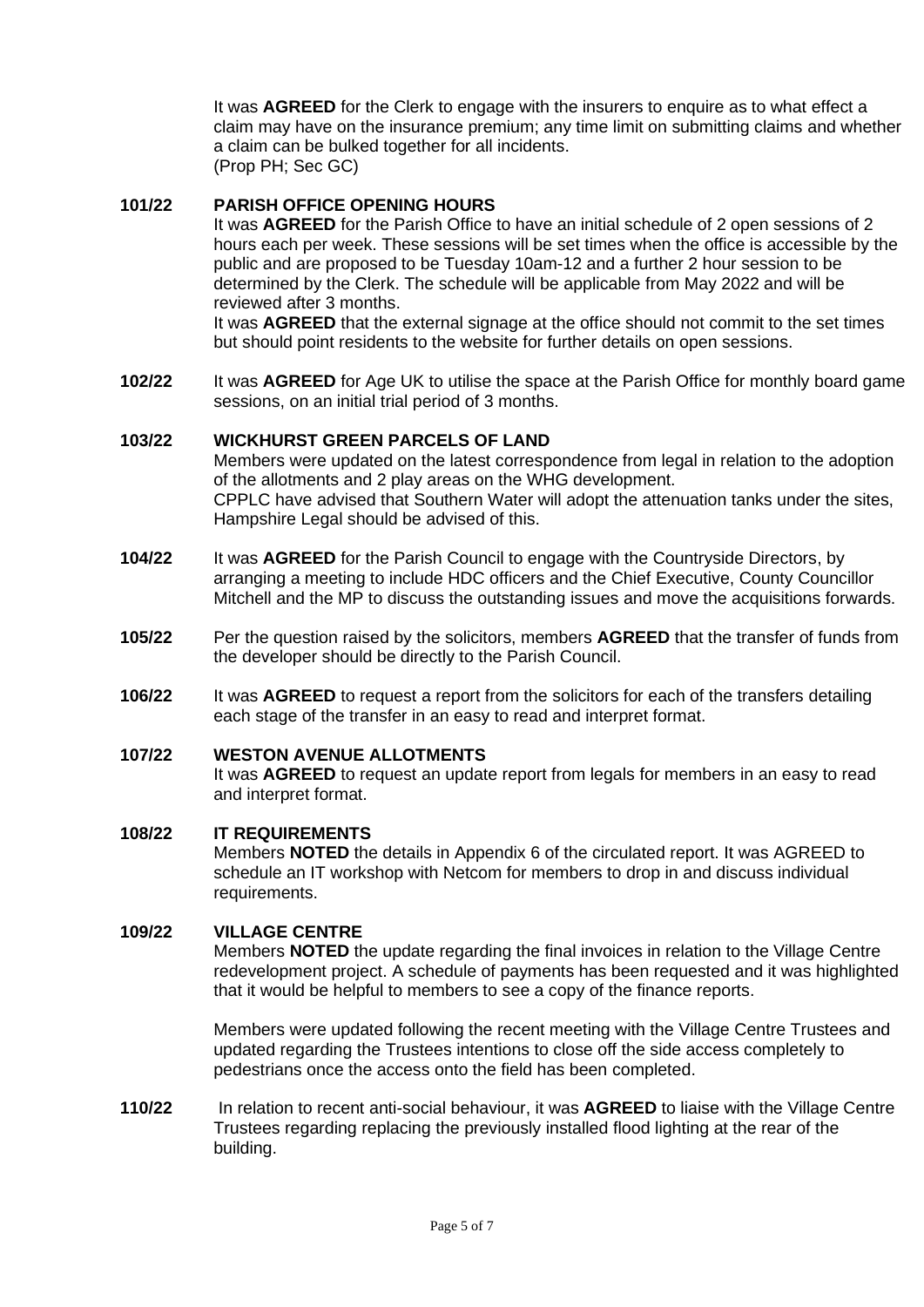It was **AGREED** for the Clerk to engage with the insurers to enquire as to what effect a claim may have on the insurance premium; any time limit on submitting claims and whether a claim can be bulked together for all incidents.
(Prop PH; Sec GC)

**101/22 PARISH OFFICE OPENING HOURS**

It was **AGREED** for the Parish Office to have an initial schedule of 2 open sessions of 2 hours each per week. These sessions will be set times when the office is accessible by the public and are proposed to be Tuesday 10am-12 and a further 2 hour session to be determined by the Clerk. The schedule will be applicable from May 2022 and will be reviewed after 3 months.
It was **AGREED** that the external signage at the office should not commit to the set times but should point residents to the website for further details on open sessions.

**102/22** It was **AGREED** for Age UK to utilise the space at the Parish Office for monthly board game sessions, on an initial trial period of 3 months.

**103/22 WICKHURST GREEN PARCELS OF LAND**

Members were updated on the latest correspondence from legal in relation to the adoption of the allotments and 2 play areas on the WHG development.
CPPLC have advised that Southern Water will adopt the attenuation tanks under the sites, Hampshire Legal should be advised of this.

**104/22** It was **AGREED** for the Parish Council to engage with the Countryside Directors, by arranging a meeting to include HDC officers and the Chief Executive, County Councillor Mitchell and the MP to discuss the outstanding issues and move the acquisitions forwards.

**105/22** Per the question raised by the solicitors, members **AGREED** that the transfer of funds from the developer should be directly to the Parish Council.

**106/22** It was **AGREED** to request a report from the solicitors for each of the transfers detailing each stage of the transfer in an easy to read and interpret format.

**107/22 WESTON AVENUE ALLOTMENTS**

It was **AGREED** to request an update report from legals for members in an easy to read and interpret format.

**108/22 IT REQUIREMENTS**

Members **NOTED** the details in Appendix 6 of the circulated report. It was AGREED to schedule an IT workshop with Netcom for members to drop in and discuss individual requirements.

**109/22 VILLAGE CENTRE**

Members **NOTED** the update regarding the final invoices in relation to the Village Centre redevelopment project. A schedule of payments has been requested and it was highlighted that it would be helpful to members to see a copy of the finance reports.

Members were updated following the recent meeting with the Village Centre Trustees and updated regarding the Trustees intentions to close off the side access completely to pedestrians once the access onto the field has been completed.

**110/22** In relation to recent anti-social behaviour, it was **AGREED** to liaise with the Village Centre Trustees regarding replacing the previously installed flood lighting at the rear of the building.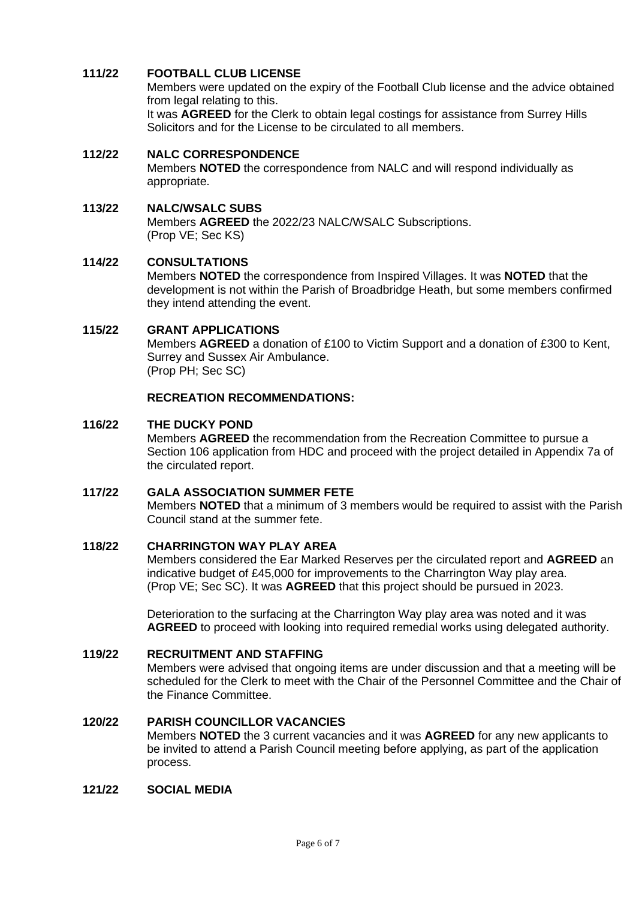**111/22 FOOTBALL CLUB LICENSE**

Members were updated on the expiry of the Football Club license and the advice obtained from legal relating to this.
It was **AGREED** for the Clerk to obtain legal costings for assistance from Surrey Hills Solicitors and for the License to be circulated to all members.

**112/22 NALC CORRESPONDENCE**

Members **NOTED** the correspondence from NALC and will respond individually as appropriate.

**113/22 NALC/WSALC SUBS**

Members **AGREED** the 2022/23 NALC/WSALC Subscriptions.
(Prop VE; Sec KS)

**114/22 CONSULTATIONS**

Members **NOTED** the correspondence from Inspired Villages. It was **NOTED** that the development is not within the Parish of Broadbridge Heath, but some members confirmed they intend attending the event.

**115/22 GRANT APPLICATIONS**

Members **AGREED** a donation of £100 to Victim Support and a donation of £300 to Kent, Surrey and Sussex Air Ambulance.
(Prop PH; Sec SC)

**RECREATION RECOMMENDATIONS:**

**116/22 THE DUCKY POND**

Members **AGREED** the recommendation from the Recreation Committee to pursue a Section 106 application from HDC and proceed with the project detailed in Appendix 7a of the circulated report.

**117/22 GALA ASSOCIATION SUMMER FETE**

Members **NOTED** that a minimum of 3 members would be required to assist with the Parish Council stand at the summer fete.

**118/22 CHARRINGTON WAY PLAY AREA**

Members considered the Ear Marked Reserves per the circulated report and **AGREED** an indicative budget of £45,000 for improvements to the Charrington Way play area.
(Prop VE; Sec SC). It was **AGREED** that this project should be pursued in 2023.

Deterioration to the surfacing at the Charrington Way play area was noted and it was **AGREED** to proceed with looking into required remedial works using delegated authority.

**119/22 RECRUITMENT AND STAFFING**

Members were advised that ongoing items are under discussion and that a meeting will be scheduled for the Clerk to meet with the Chair of the Personnel Committee and the Chair of the Finance Committee.

**120/22 PARISH COUNCILLOR VACANCIES**

Members **NOTED** the 3 current vacancies and it was **AGREED** for any new applicants to be invited to attend a Parish Council meeting before applying, as part of the application process.

**121/22 SOCIAL MEDIA**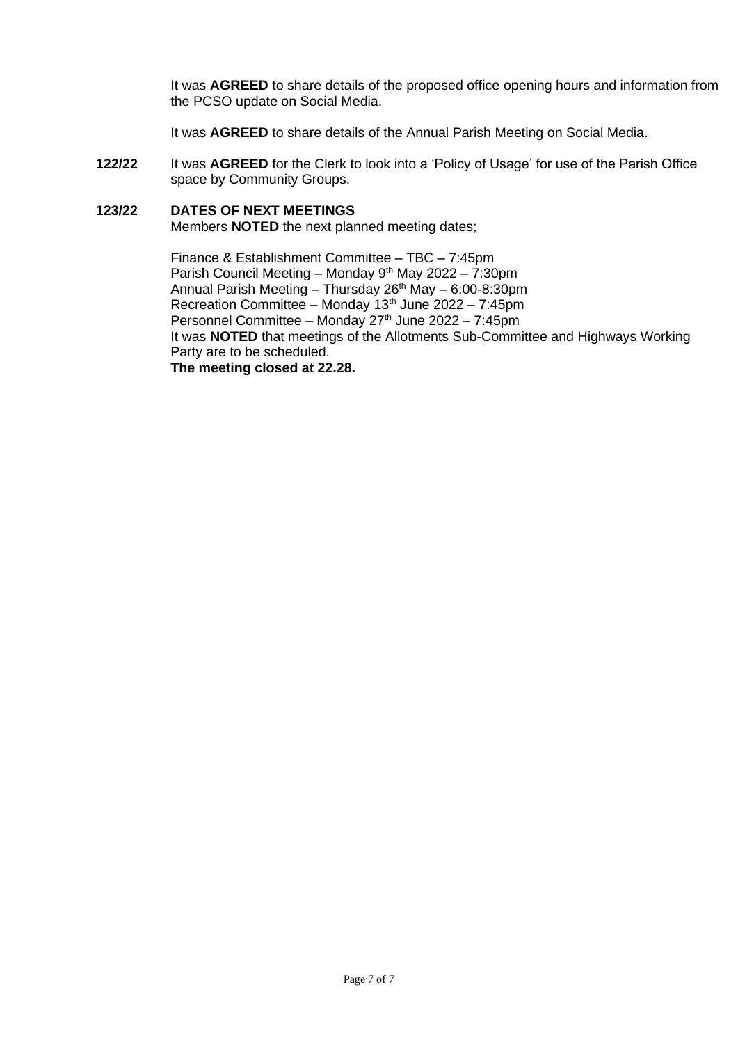It was **AGREED** to share details of the proposed office opening hours and information from the PCSO update on Social Media.

It was **AGREED** to share details of the Annual Parish Meeting on Social Media.

**122/22** It was **AGREED** for the Clerk to look into a 'Policy of Usage' for use of the Parish Office space by Community Groups.

**123/22 DATES OF NEXT MEETINGS**

Members **NOTED** the next planned meeting dates;

Finance & Establishment Committee – TBC – 7:45pm
Parish Council Meeting – Monday 9th May 2022 – 7:30pm
Annual Parish Meeting – Thursday 26th May – 6:00-8:30pm
Recreation Committee – Monday 13th June 2022 – 7:45pm
Personnel Committee – Monday 27th June 2022 – 7:45pm
It was **NOTED** that meetings of the Allotments Sub-Committee and Highways Working Party are to be scheduled.
**The meeting closed at 22.28.**